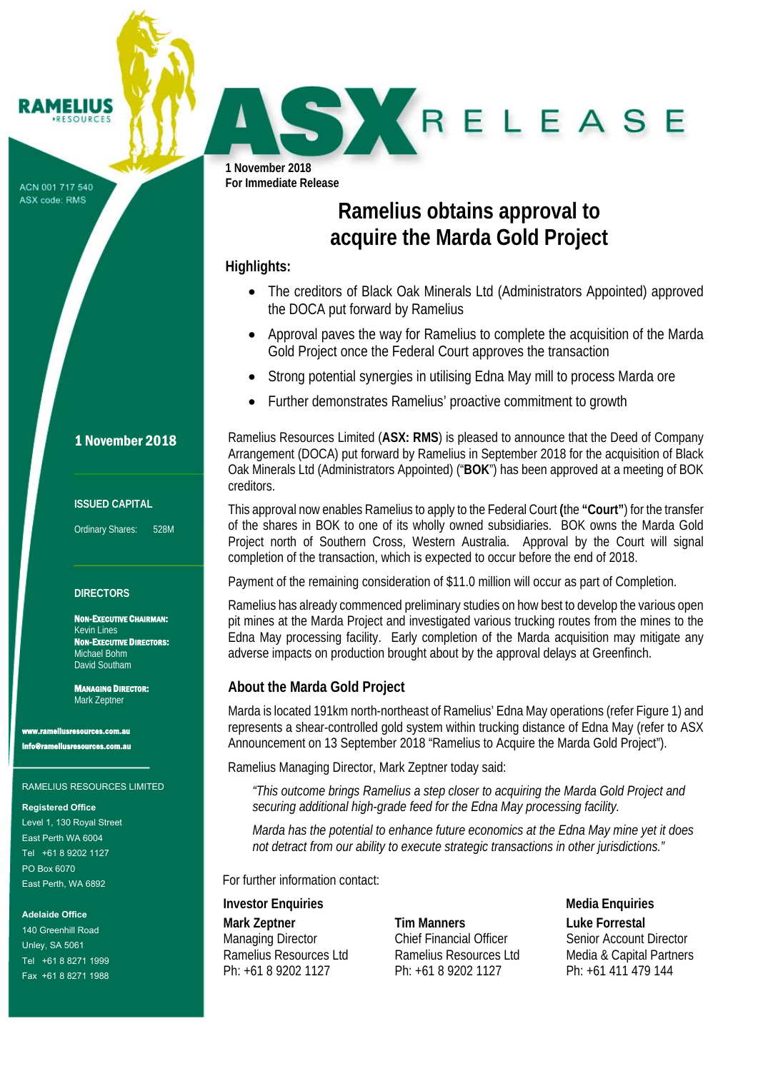RAMELIUS RESOURCES

ACN 001 717 540
ASX code: RMS

# ASX RELEASE

**1 November 2018**
**For Immediate Release**

## Ramelius obtains approval to acquire the Marda Gold Project

### Highlights:

- The creditors of Black Oak Minerals Ltd (Administrators Appointed) approved the DOCA put forward by Ramelius
- Approval paves the way for Ramelius to complete the acquisition of the Marda Gold Project once the Federal Court approves the transaction
- Strong potential synergies in utilising Edna May mill to process Marda ore
- Further demonstrates Ramelius' proactive commitment to growth

Ramelius Resources Limited (**ASX: RMS**) is pleased to announce that the Deed of Company Arrangement (DOCA) put forward by Ramelius in September 2018 for the acquisition of Black Oak Minerals Ltd (Administrators Appointed) ("**BOK**") has been approved at a meeting of BOK creditors.

This approval now enables Ramelius to apply to the Federal Court **(**the **"Court"**) for the transfer of the shares in BOK to one of its wholly owned subsidiaries. BOK owns the Marda Gold Project north of Southern Cross, Western Australia. Approval by the Court will signal completion of the transaction, which is expected to occur before the end of 2018.

Payment of the remaining consideration of $11.0 million will occur as part of Completion.

Ramelius has already commenced preliminary studies on how best to develop the various open pit mines at the Marda Project and investigated various trucking routes from the mines to the Edna May processing facility. Early completion of the Marda acquisition may mitigate any adverse impacts on production brought about by the approval delays at Greenfinch.

### About the Marda Gold Project

Marda is located 191km north-northeast of Ramelius' Edna May operations (refer Figure 1) and represents a shear-controlled gold system within trucking distance of Edna May (refer to ASX Announcement on 13 September 2018 "Ramelius to Acquire the Marda Gold Project").

Ramelius Managing Director, Mark Zeptner today said:

> *"This outcome brings Ramelius a step closer to acquiring the Marda Gold Project and securing additional high-grade feed for the Edna May processing facility.*
>
> *Marda has the potential to enhance future economics at the Edna May mine yet it does not detract from our ability to execute strategic transactions in other jurisdictions."*

For further information contact:

**Investor Enquiries**

**Mark Zeptner**
Managing Director
Ramelius Resources Ltd
Ph: +61 8 9202 1127

**Tim Manners**
Chief Financial Officer
Ramelius Resources Ltd
Ph: +61 8 9202 1127

**Media Enquiries**

**Luke Forrestal**
Senior Account Director
Media & Capital Partners
Ph: +61 411 479 144

---

**1 November 2018**

**ISSUED CAPITAL**

Ordinary Shares: 528M

**DIRECTORS**

**NON-EXECUTIVE CHAIRMAN:**
Kevin Lines
**NON-EXECUTIVE DIRECTORS:**
Michael Bohm
David Southam

**MANAGING DIRECTOR:**
Mark Zeptner

www.rameliusresources.com.au
info@rameliusresources.com.au

RAMELIUS RESOURCES LIMITED

**Registered Office**
Level 1, 130 Royal Street
East Perth WA 6004
Tel +61 8 9202 1127
PO Box 6070
East Perth, WA 6892

**Adelaide Office**
140 Greenhill Road
Unley, SA 5061
Tel +61 8 8271 1999
Fax +61 8 8271 1988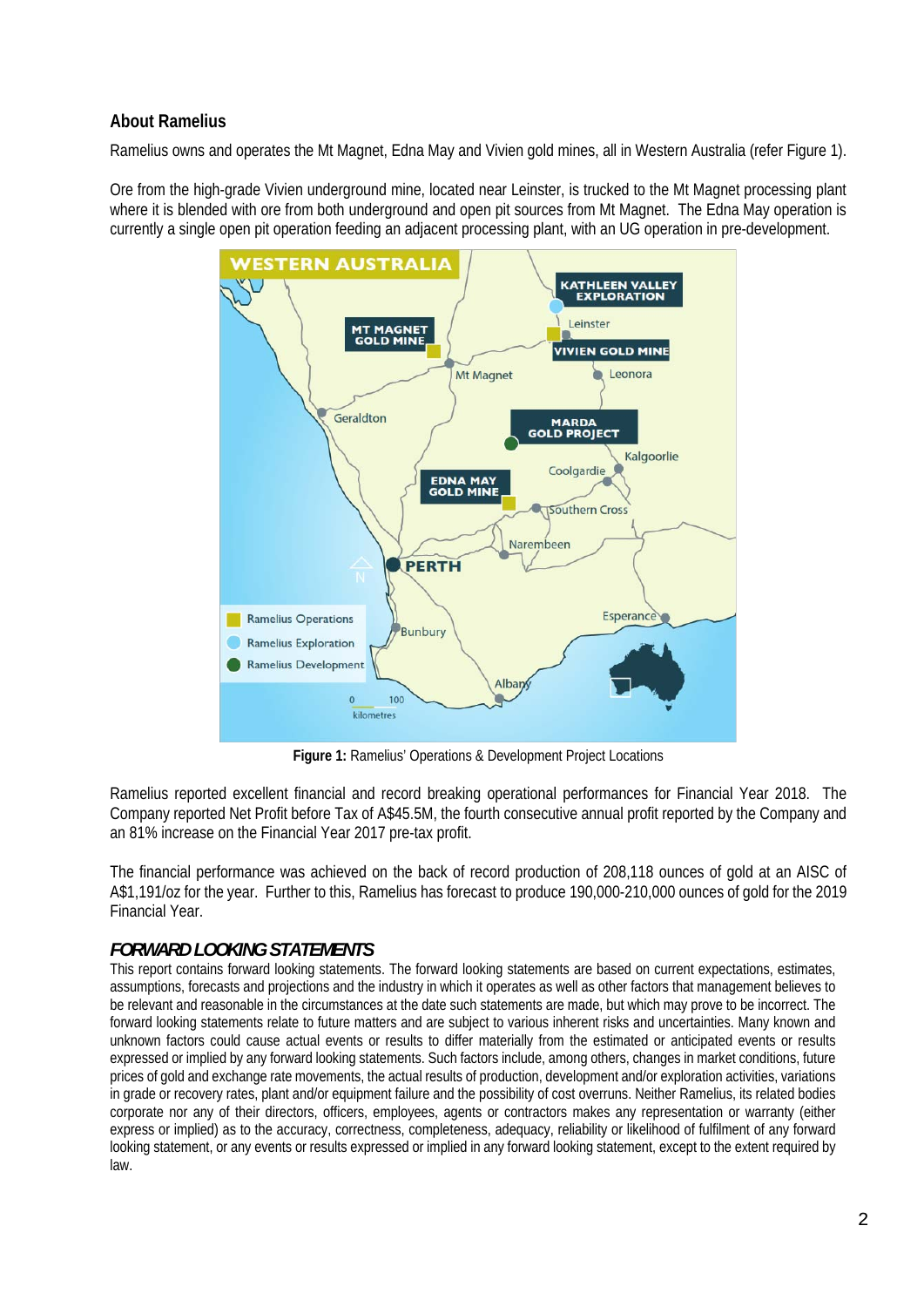## About Ramelius

Ramelius owns and operates the Mt Magnet, Edna May and Vivien gold mines, all in Western Australia (refer Figure 1).

Ore from the high-grade Vivien underground mine, located near Leinster, is trucked to the Mt Magnet processing plant where it is blended with ore from both underground and open pit sources from Mt Magnet. The Edna May operation is currently a single open pit operation feeding an adjacent processing plant, with an UG operation in pre-development.

WESTERN AUSTRALIA

KATHLEEN VALLEY EXPLORATION

Leinster

VIVIEN GOLD MINE

MT MAGNET GOLD MINE

Mt Magnet

Leonora

Geraldton

MARDA GOLD PROJECT

Kalgoorlie

Coolgardie

EDNA MAY GOLD MINE

Southern Cross

Narembeen

PERTH

N

Ramelius Operations

Ramelius Exploration

Ramelius Development

Bunbury

Esperance

Albany

0 100 kilometres

**Figure 1:** Ramelius' Operations & Development Project Locations

Ramelius reported excellent financial and record breaking operational performances for Financial Year 2018. The Company reported Net Profit before Tax of A$45.5M, the fourth consecutive annual profit reported by the Company and an 81% increase on the Financial Year 2017 pre-tax profit.

The financial performance was achieved on the back of record production of 208,118 ounces of gold at an AISC of A$1,191/oz for the year. Further to this, Ramelius has forecast to produce 190,000-210,000 ounces of gold for the 2019 Financial Year.

### *FORWARD LOOKING STATEMENTS*

This report contains forward looking statements. The forward looking statements are based on current expectations, estimates, assumptions, forecasts and projections and the industry in which it operates as well as other factors that management believes to be relevant and reasonable in the circumstances at the date such statements are made, but which may prove to be incorrect. The forward looking statements relate to future matters and are subject to various inherent risks and uncertainties. Many known and unknown factors could cause actual events or results to differ materially from the estimated or anticipated events or results expressed or implied by any forward looking statements. Such factors include, among others, changes in market conditions, future prices of gold and exchange rate movements, the actual results of production, development and/or exploration activities, variations in grade or recovery rates, plant and/or equipment failure and the possibility of cost overruns. Neither Ramelius, its related bodies corporate nor any of their directors, officers, employees, agents or contractors makes any representation or warranty (either express or implied) as to the accuracy, correctness, completeness, adequacy, reliability or likelihood of fulfilment of any forward looking statement, or any events or results expressed or implied in any forward looking statement, except to the extent required by law.